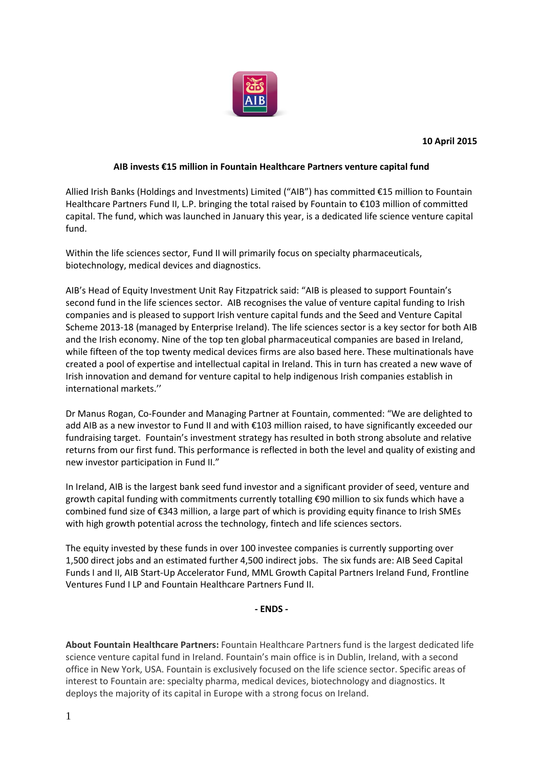**10 April 2015**

**AIB invests €15 million in Fountain Healthcare Partners venture capital fund**

Allied Irish Banks (Holdings and Investments) Limited ("AIB") has committed €15 million to Fountain Healthcare Partners Fund II, L.P. bringing the total raised by Fountain to €103 million of committed capital. The fund, which was launched in January this year, is a dedicated life science venture capital fund.

Within the life sciences sector, Fund II will primarily focus on specialty pharmaceuticals, biotechnology, medical devices and diagnostics.

AIB's Head of Equity Investment Unit Ray Fitzpatrick said: "AIB is pleased to support Fountain's second fund in the life sciences sector. AIB recognises the value of venture capital funding to Irish companies and is pleased to support Irish venture capital funds and the Seed and Venture Capital Scheme 2013-18 (managed by Enterprise Ireland). The life sciences sector is a key sector for both AIB and the Irish economy. Nine of the top ten global pharmaceutical companies are based in Ireland, while fifteen of the top twenty medical devices firms are also based here. These multinationals have created a pool of expertise and intellectual capital in Ireland. This in turn has created a new wave of Irish innovation and demand for venture capital to help indigenous Irish companies establish in international markets.''

Dr Manus Rogan, Co-Founder and Managing Partner at Fountain, commented: "We are delighted to add AIB as a new investor to Fund II and with €103 million raised, to have significantly exceeded our fundraising target. Fountain's investment strategy has resulted in both strong absolute and relative returns from our first fund. This performance is reflected in both the level and quality of existing and new investor participation in Fund II."

In Ireland, AIB is the largest bank seed fund investor and a significant provider of seed, venture and growth capital funding with commitments currently totalling €90 million to six funds which have a combined fund size of €343 million, a large part of which is providing equity finance to Irish SMEs with high growth potential across the technology, fintech and life sciences sectors.

The equity invested by these funds in over 100 investee companies is currently supporting over 1,500 direct jobs and an estimated further 4,500 indirect jobs. The six funds are: AIB Seed Capital Funds I and II, AIB Start-Up Accelerator Fund, MML Growth Capital Partners Ireland Fund, Frontline Ventures Fund I LP and Fountain Healthcare Partners Fund II.

**- ENDS -**

**About Fountain Healthcare Partners:** Fountain Healthcare Partners fund is the largest dedicated life science venture capital fund in Ireland. Fountain's main office is in Dublin, Ireland, with a second office in New York, USA. Fountain is exclusively focused on the life science sector. Specific areas of interest to Fountain are: specialty pharma, medical devices, biotechnology and diagnostics. It deploys the majority of its capital in Europe with a strong focus on Ireland.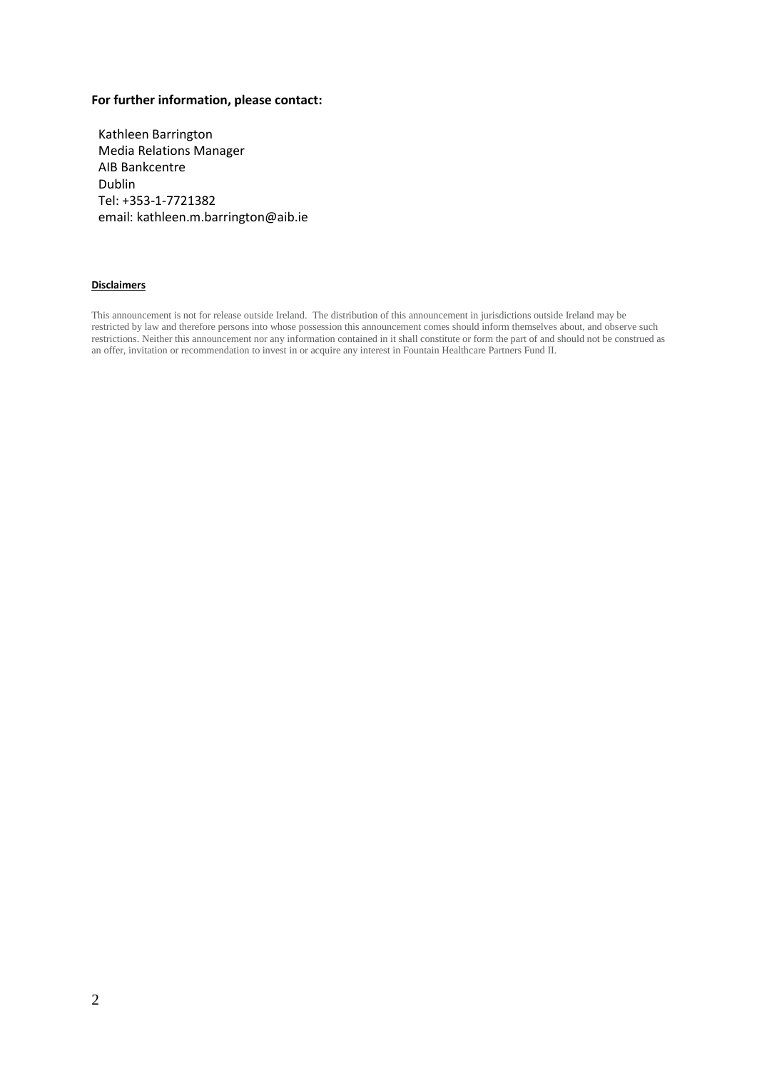**For further information, please contact:**

Kathleen Barrington
Media Relations Manager
AIB Bankcentre
Dublin
Tel: +353-1-7721382
email: kathleen.m.barrington@aib.ie

**Disclaimers**

This announcement is not for release outside Ireland. The distribution of this announcement in jurisdictions outside Ireland may be restricted by law and therefore persons into whose possession this announcement comes should inform themselves about, and observe such restrictions. Neither this announcement nor any information contained in it shall constitute or form the part of and should not be construed as an offer, invitation or recommendation to invest in or acquire any interest in Fountain Healthcare Partners Fund II.